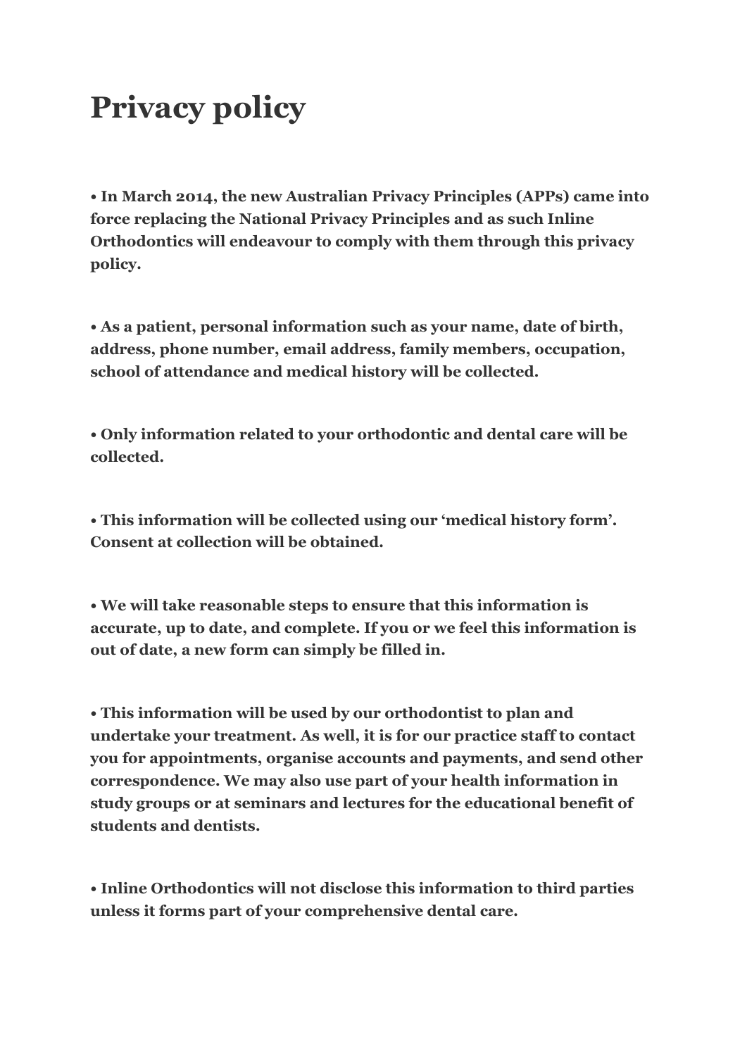# Privacy policy

**• In March 2014, the new Australian Privacy Principles (APPs) came into force replacing the National Privacy Principles and as such Inline Orthodontics will endeavour to comply with them through this privacy policy.**

**• As a patient, personal information such as your name, date of birth, address, phone number, email address, family members, occupation, school of attendance and medical history will be collected.**

**• Only information related to your orthodontic and dental care will be collected.**

**• This information will be collected using our 'medical history form'. Consent at collection will be obtained.**

**• We will take reasonable steps to ensure that this information is accurate, up to date, and complete. If you or we feel this information is out of date, a new form can simply be filled in.**

**• This information will be used by our orthodontist to plan and undertake your treatment. As well, it is for our practice staff to contact you for appointments, organise accounts and payments, and send other correspondence. We may also use part of your health information in study groups or at seminars and lectures for the educational benefit of students and dentists.**

**• Inline Orthodontics will not disclose this information to third parties unless it forms part of your comprehensive dental care.**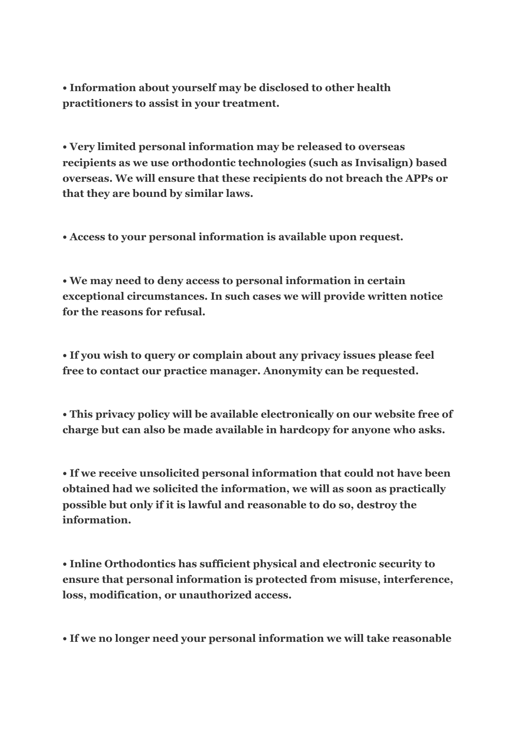**• Information about yourself may be disclosed to other health practitioners to assist in your treatment.**

**• Very limited personal information may be released to overseas recipients as we use orthodontic technologies (such as Invisalign) based overseas. We will ensure that these recipients do not breach the APPs or that they are bound by similar laws.**

**• Access to your personal information is available upon request.**

**• We may need to deny access to personal information in certain exceptional circumstances. In such cases we will provide written notice for the reasons for refusal.**

**• If you wish to query or complain about any privacy issues please feel free to contact our practice manager. Anonymity can be requested.**

**• This privacy policy will be available electronically on our website free of charge but can also be made available in hardcopy for anyone who asks.**

**• If we receive unsolicited personal information that could not have been obtained had we solicited the information, we will as soon as practically possible but only if it is lawful and reasonable to do so, destroy the information.**

**• Inline Orthodontics has sufficient physical and electronic security to ensure that personal information is protected from misuse, interference, loss, modification, or unauthorized access.**

**• If we no longer need your personal information we will take reasonable**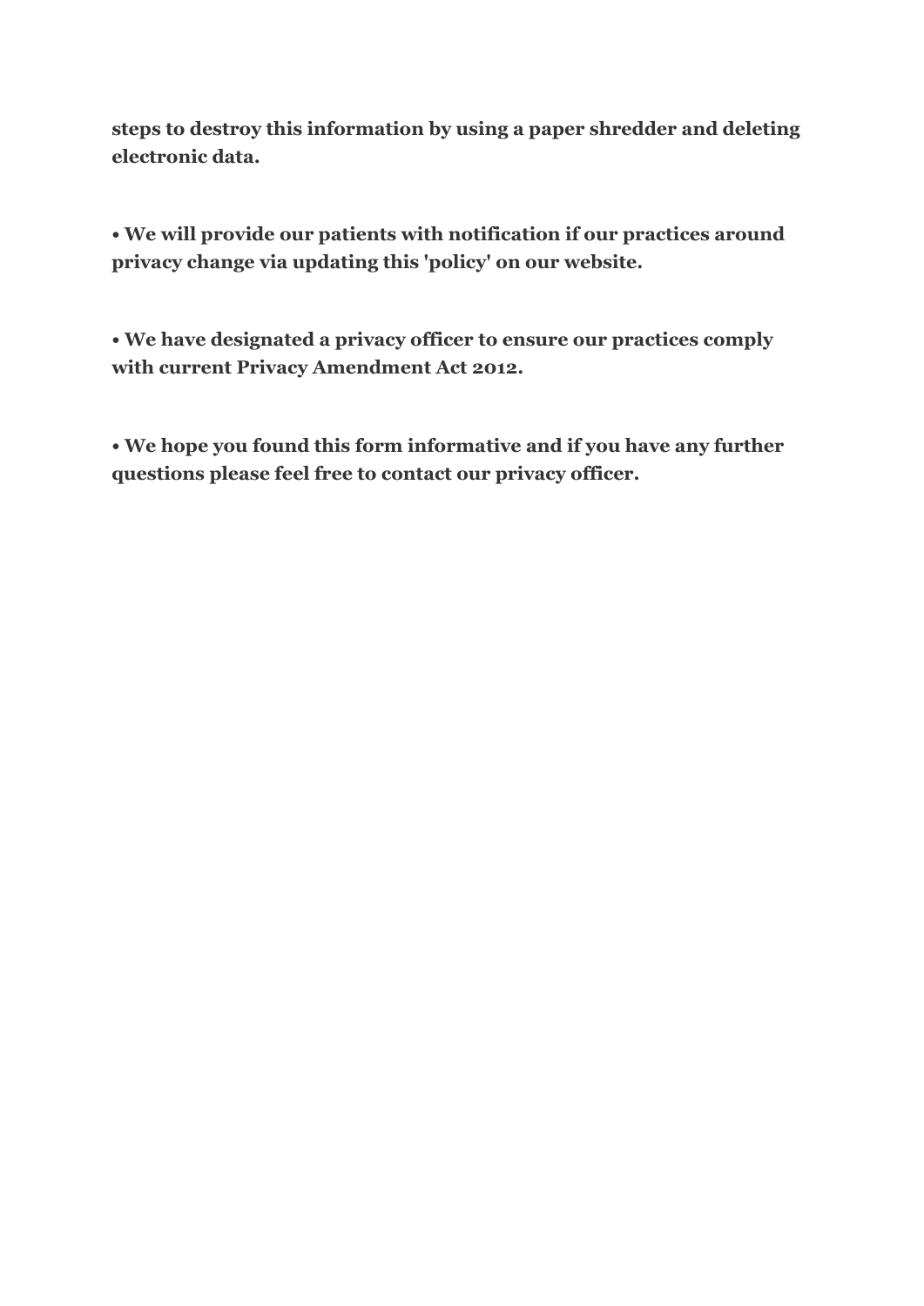**steps to destroy this information by using a paper shredder and deleting electronic data.**

**• We will provide our patients with notification if our practices around privacy change via updating this 'policy' on our website.**

**• We have designated a privacy officer to ensure our practices comply with current Privacy Amendment Act 2012.**

**• We hope you found this form informative and if you have any further questions please feel free to contact our privacy officer.**